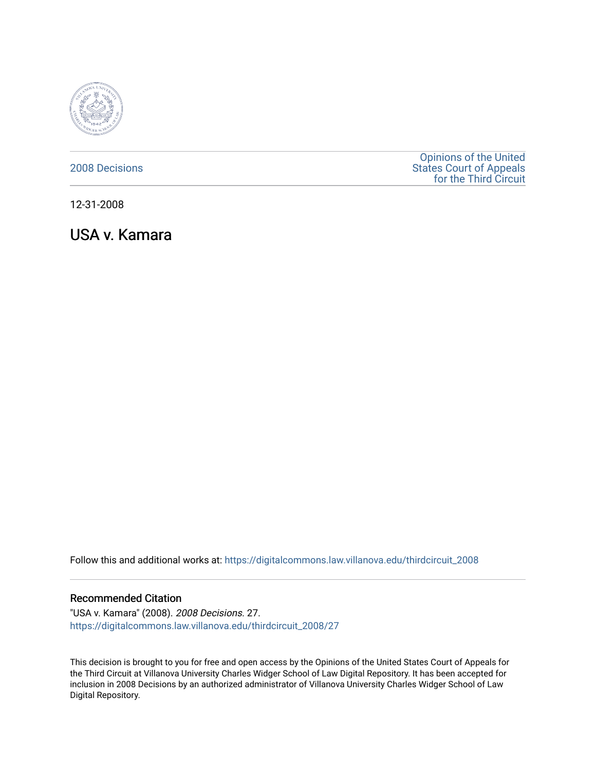2008 Decisions

Opinions of the United States Court of Appeals for the Third Circuit

12-31-2008

# USA v. Kamara

Follow this and additional works at: https://digitalcommons.law.villanova.edu/thirdcircuit_2008

## Recommended Citation

"USA v. Kamara" (2008). *2008 Decisions*. 27.
https://digitalcommons.law.villanova.edu/thirdcircuit_2008/27

This decision is brought to you for free and open access by the Opinions of the United States Court of Appeals for the Third Circuit at Villanova University Charles Widger School of Law Digital Repository. It has been accepted for inclusion in 2008 Decisions by an authorized administrator of Villanova University Charles Widger School of Law Digital Repository.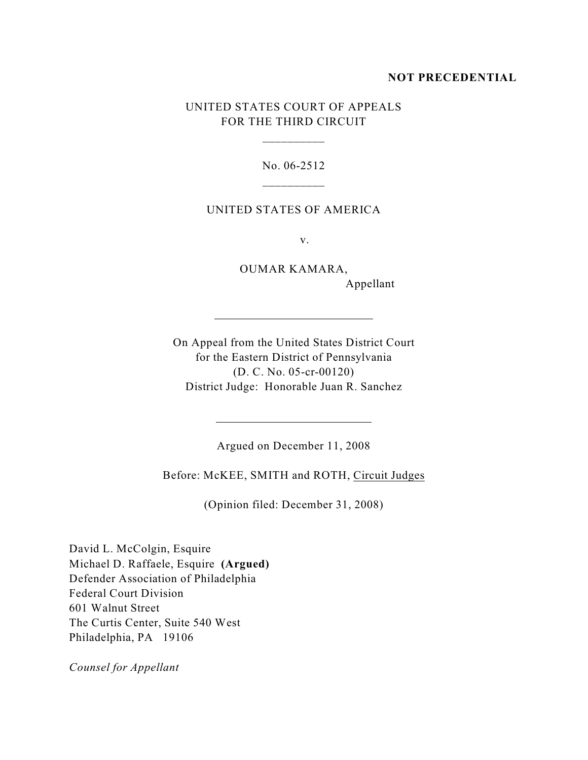**NOT PRECEDENTIAL**

UNITED STATES COURT OF APPEALS
FOR THE THIRD CIRCUIT

\_\_\_\_\_\_\_\_\_\_

No. 06-2512

\_\_\_\_\_\_\_\_\_\_

UNITED STATES OF AMERICA

v.

OUMAR KAMARA,
Appellant

---

On Appeal from the United States District Court
for the Eastern District of Pennsylvania
(D. C. No. 05-cr-00120)
District Judge: Honorable Juan R. Sanchez

---

Argued on December 11, 2008

Before: McKEE, SMITH and ROTH, Circuit Judges

(Opinion filed: December 31, 2008)

David L. McColgin, Esquire
Michael D. Raffaele, Esquire **(Argued)**
Defender Association of Philadelphia
Federal Court Division
601 Walnut Street
The Curtis Center, Suite 540 West
Philadelphia, PA 19106

*Counsel for Appellant*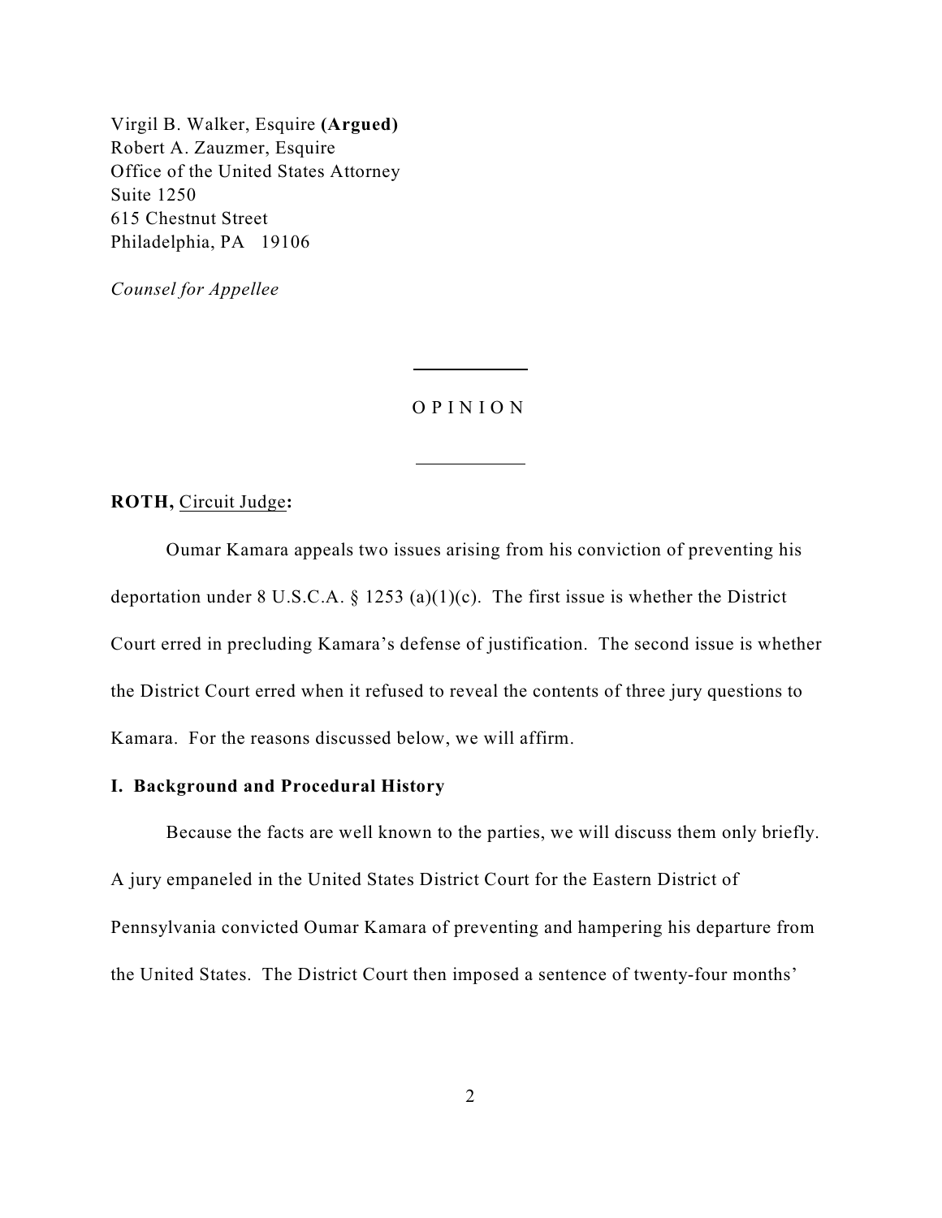Virgil B. Walker, Esquire **(Argued)**
Robert A. Zauzmer, Esquire
Office of the United States Attorney
Suite 1250
615 Chestnut Street
Philadelphia, PA 19106

*Counsel for Appellee*

---

O P I N I O N

---

**ROTH,** Circuit Judge**:**

Oumar Kamara appeals two issues arising from his conviction of preventing his deportation under 8 U.S.C.A. § 1253 (a)(1)(c). The first issue is whether the District Court erred in precluding Kamara's defense of justification. The second issue is whether the District Court erred when it refused to reveal the contents of three jury questions to Kamara. For the reasons discussed below, we will affirm.

## I. Background and Procedural History

Because the facts are well known to the parties, we will discuss them only briefly. A jury empaneled in the United States District Court for the Eastern District of Pennsylvania convicted Oumar Kamara of preventing and hampering his departure from the United States. The District Court then imposed a sentence of twenty-four months'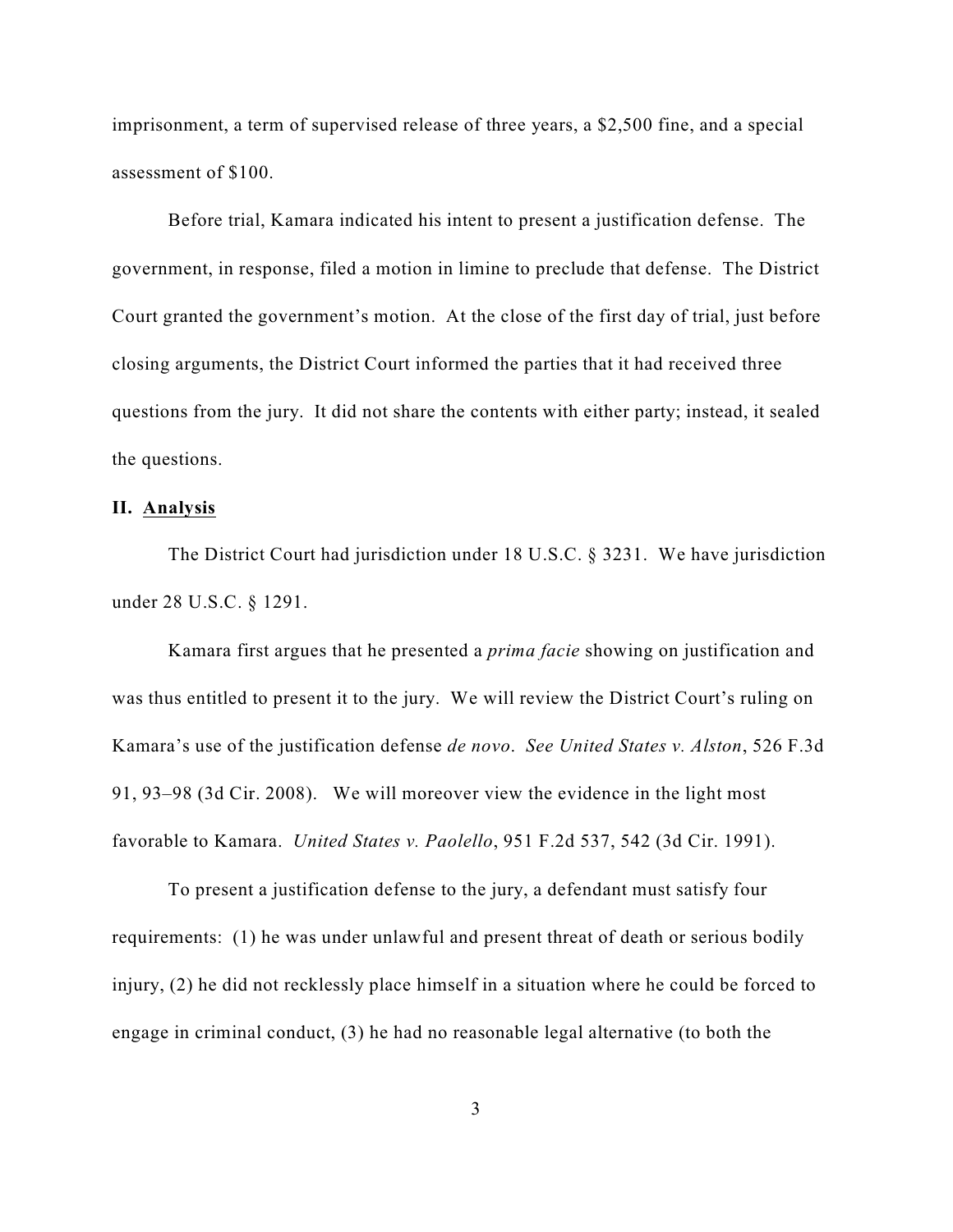imprisonment, a term of supervised release of three years, a $2,500 fine, and a special assessment of $100.

Before trial, Kamara indicated his intent to present a justification defense. The government, in response, filed a motion in limine to preclude that defense. The District Court granted the government's motion. At the close of the first day of trial, just before closing arguments, the District Court informed the parties that it had received three questions from the jury. It did not share the contents with either party; instead, it sealed the questions.

## II. <u>Analysis</u>

The District Court had jurisdiction under 18 U.S.C. § 3231. We have jurisdiction under 28 U.S.C. § 1291.

Kamara first argues that he presented a *prima facie* showing on justification and was thus entitled to present it to the jury. We will review the District Court's ruling on Kamara's use of the justification defense *de novo*. *See United States v. Alston*, 526 F.3d 91, 93–98 (3d Cir. 2008). We will moreover view the evidence in the light most favorable to Kamara. *United States v. Paolello*, 951 F.2d 537, 542 (3d Cir. 1991).

To present a justification defense to the jury, a defendant must satisfy four requirements: (1) he was under unlawful and present threat of death or serious bodily injury, (2) he did not recklessly place himself in a situation where he could be forced to engage in criminal conduct, (3) he had no reasonable legal alternative (to both the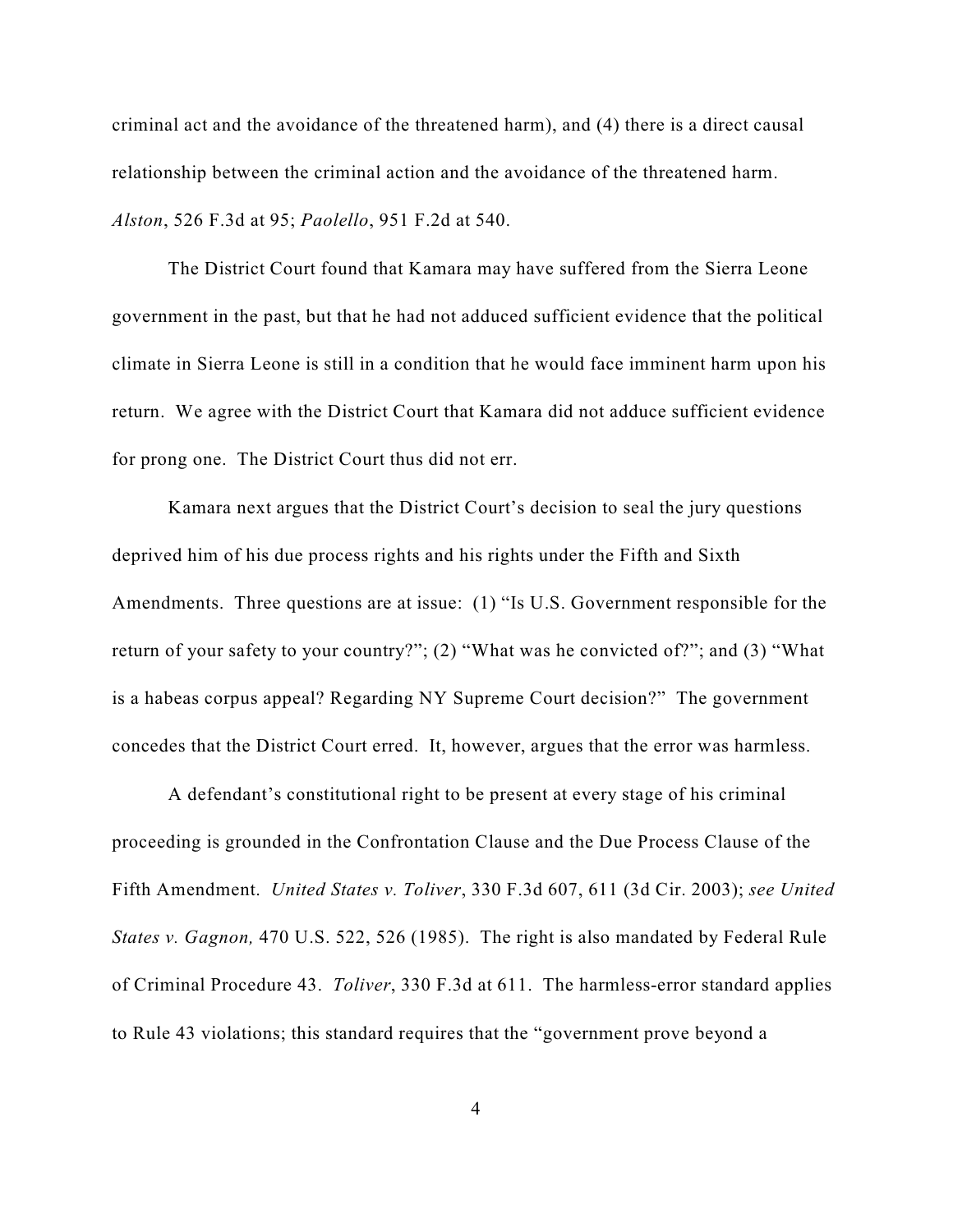criminal act and the avoidance of the threatened harm), and (4) there is a direct causal relationship between the criminal action and the avoidance of the threatened harm. *Alston*, 526 F.3d at 95; *Paolello*, 951 F.2d at 540.

The District Court found that Kamara may have suffered from the Sierra Leone government in the past, but that he had not adduced sufficient evidence that the political climate in Sierra Leone is still in a condition that he would face imminent harm upon his return. We agree with the District Court that Kamara did not adduce sufficient evidence for prong one. The District Court thus did not err.

Kamara next argues that the District Court's decision to seal the jury questions deprived him of his due process rights and his rights under the Fifth and Sixth Amendments. Three questions are at issue: (1) "Is U.S. Government responsible for the return of your safety to your country?"; (2) "What was he convicted of?"; and (3) "What is a habeas corpus appeal? Regarding NY Supreme Court decision?" The government concedes that the District Court erred. It, however, argues that the error was harmless.

A defendant's constitutional right to be present at every stage of his criminal proceeding is grounded in the Confrontation Clause and the Due Process Clause of the Fifth Amendment. *United States v. Toliver*, 330 F.3d 607, 611 (3d Cir. 2003); *see United States v. Gagnon,* 470 U.S. 522, 526 (1985). The right is also mandated by Federal Rule of Criminal Procedure 43. *Toliver*, 330 F.3d at 611. The harmless-error standard applies to Rule 43 violations; this standard requires that the "government prove beyond a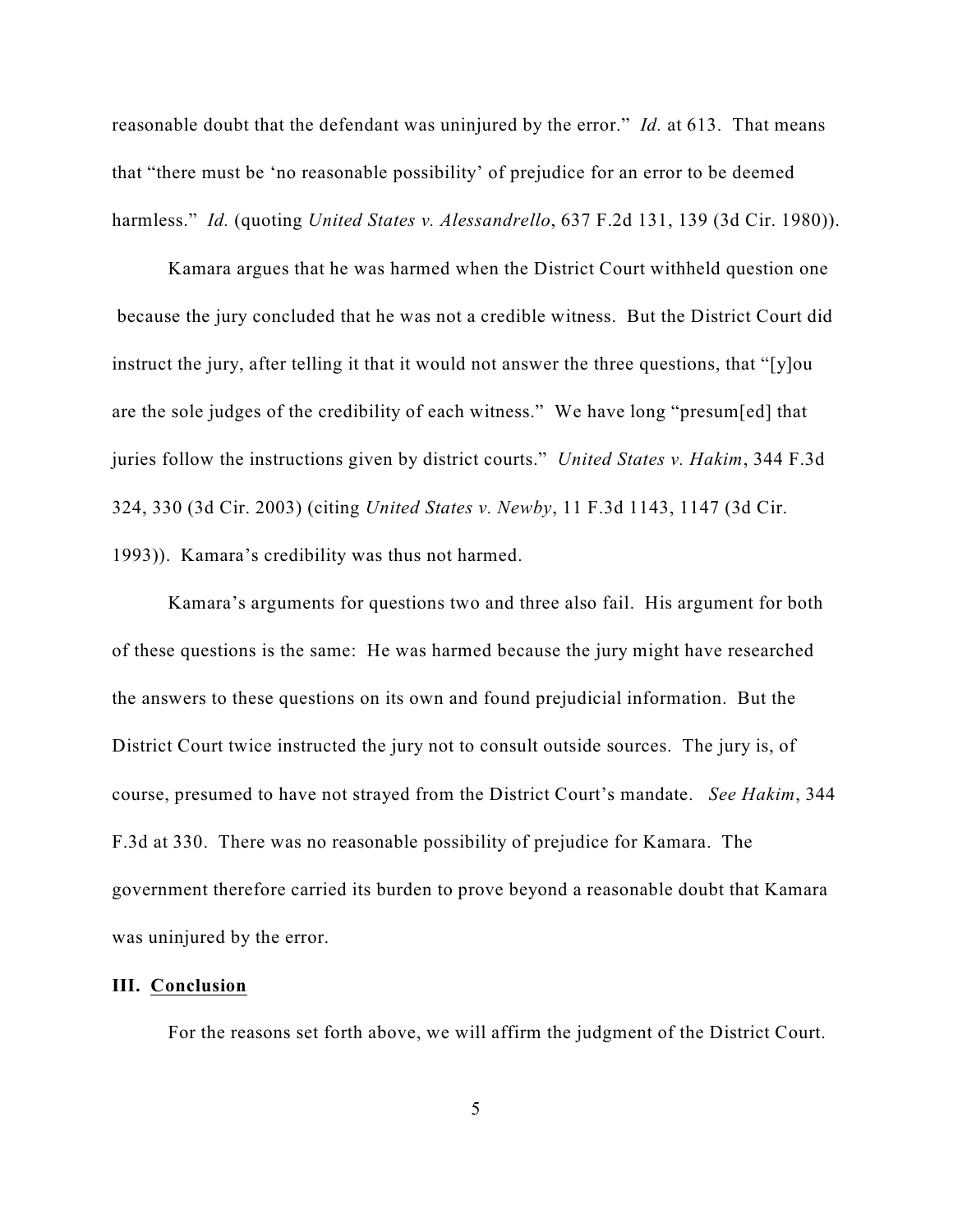reasonable doubt that the defendant was uninjured by the error." *Id.* at 613. That means that "there must be 'no reasonable possibility' of prejudice for an error to be deemed harmless." *Id.* (quoting *United States v. Alessandrello*, 637 F.2d 131, 139 (3d Cir. 1980)).

Kamara argues that he was harmed when the District Court withheld question one because the jury concluded that he was not a credible witness. But the District Court did instruct the jury, after telling it that it would not answer the three questions, that "[y]ou are the sole judges of the credibility of each witness." We have long "presum[ed] that juries follow the instructions given by district courts." *United States v. Hakim*, 344 F.3d 324, 330 (3d Cir. 2003) (citing *United States v. Newby*, 11 F.3d 1143, 1147 (3d Cir. 1993)). Kamara's credibility was thus not harmed.

Kamara's arguments for questions two and three also fail. His argument for both of these questions is the same: He was harmed because the jury might have researched the answers to these questions on its own and found prejudicial information. But the District Court twice instructed the jury not to consult outside sources. The jury is, of course, presumed to have not strayed from the District Court's mandate. *See Hakim*, 344 F.3d at 330. There was no reasonable possibility of prejudice for Kamara. The government therefore carried its burden to prove beyond a reasonable doubt that Kamara was uninjured by the error.

## III. Conclusion

For the reasons set forth above, we will affirm the judgment of the District Court.